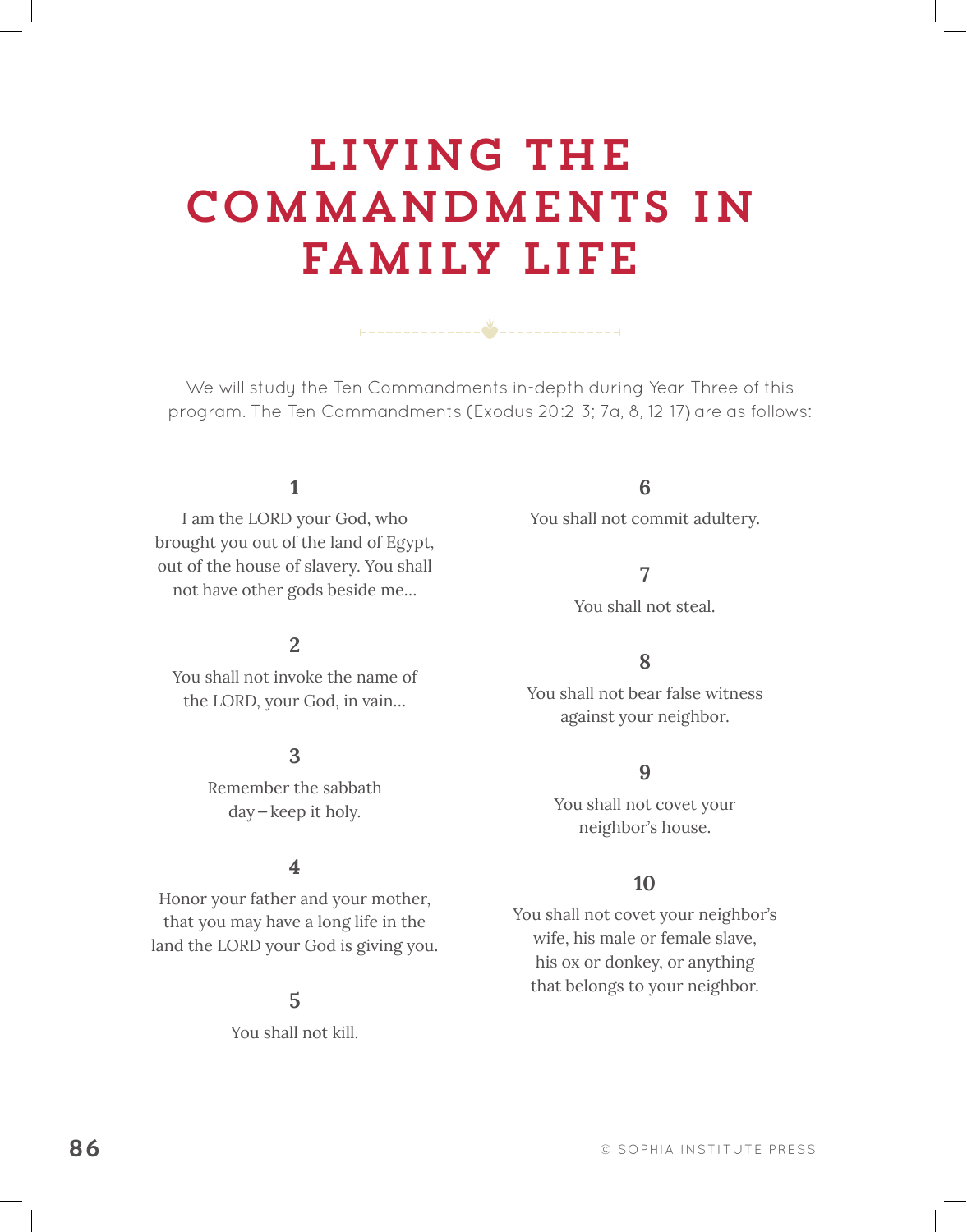# LIVING THE COMMANDMENTS IN FAMILY LIFE

We will study the Ten Commandments in-depth during Year Three of this program. The Ten Commandments (Exodus 20:2-3; 7a, 8, 12-17) are as follows:

**1**

I am the LORD your God, who brought you out of the land of Egypt, out of the house of slavery. You shall not have other gods beside me…

**2**

You shall not invoke the name of the LORD, your God, in vain…

**3**

Remember the sabbath day – keep it holy.

**4**

Honor your father and your mother, that you may have a long life in the land the LORD your God is giving you.

**5**

You shall not kill.

**6**

You shall not commit adultery.

**7**

You shall not steal.

**8**

You shall not bear false witness against your neighbor.

**9**

You shall not covet your neighbor's house.

**10**

You shall not covet your neighbor's wife, his male or female slave, his ox or donkey, or anything that belongs to your neighbor.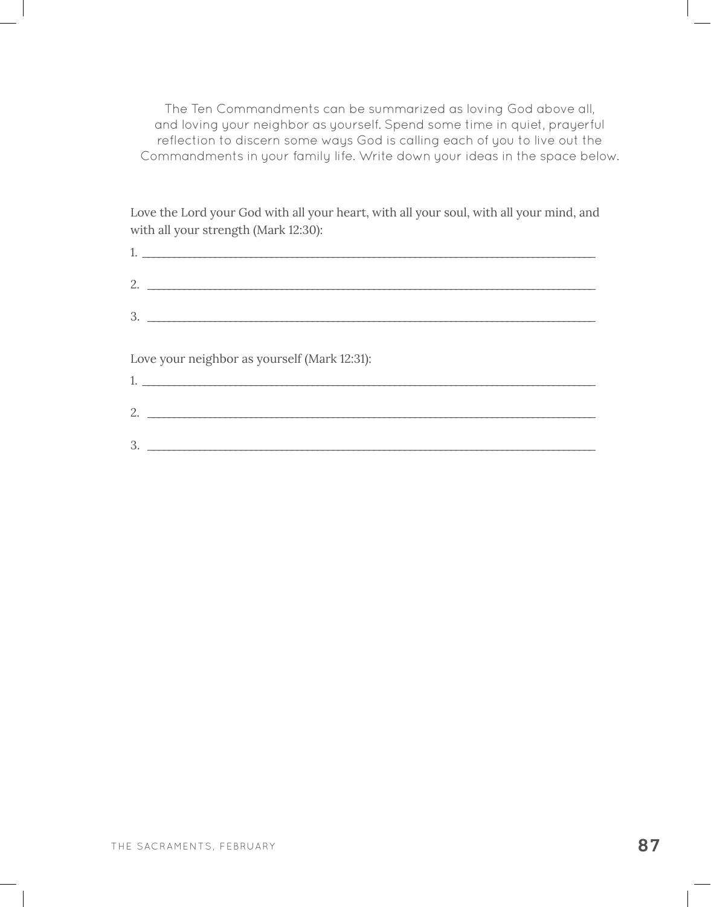The Ten Commandments can be summarized as loving God above all, and loving your neighbor as yourself. Spend some time in quiet, prayerful reflection to discern some ways God is calling each of you to live out the Commandments in your family life. Write down your ideas in the space below.

Love the Lord your God with all your heart, with all your soul, with all your mind, and with all your strength (Mark 12:30):

1. ______________________________________________________________________________

2. ______________________________________________________________________________

3. ______________________________________________________________________________

Love your neighbor as yourself (Mark 12:31):

1. ______________________________________________________________________________

2. ______________________________________________________________________________

3. ______________________________________________________________________________